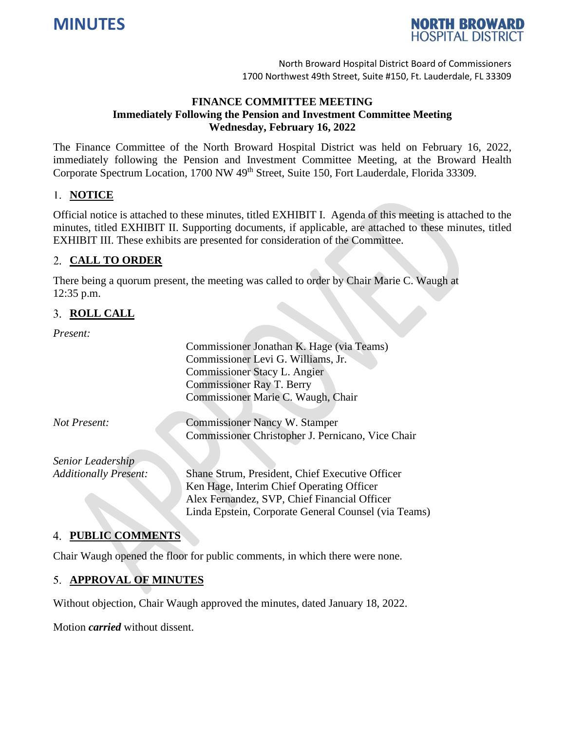# MINUTES

**NORTH BROWARD HOSPITAL DISTRICT**

North Broward Hospital District Board of Commissioners
1700 Northwest 49th Street, Suite #150, Ft. Lauderdale, FL 33309

**FINANCE COMMITTEE MEETING**
**Immediately Following the Pension and Investment Committee Meeting**
**Wednesday, February 16, 2022**

The Finance Committee of the North Broward Hospital District was held on February 16, 2022, immediately following the Pension and Investment Committee Meeting, at the Broward Health Corporate Spectrum Location, 1700 NW 49th Street, Suite 150, Fort Lauderdale, Florida 33309.

## 1. NOTICE

Official notice is attached to these minutes, titled EXHIBIT I. Agenda of this meeting is attached to the minutes, titled EXHIBIT II. Supporting documents, if applicable, are attached to these minutes, titled EXHIBIT III. These exhibits are presented for consideration of the Committee.

## 2. CALL TO ORDER

There being a quorum present, the meeting was called to order by Chair Marie C. Waugh at 12:35 p.m.

## 3. ROLL CALL

*Present:*

Commissioner Jonathan K. Hage (via Teams)
Commissioner Levi G. Williams, Jr.
Commissioner Stacy L. Angier
Commissioner Ray T. Berry
Commissioner Marie C. Waugh, Chair

*Not Present:*

Commissioner Nancy W. Stamper
Commissioner Christopher J. Pernicano, Vice Chair

*Senior Leadership Additionally Present:*

Shane Strum, President, Chief Executive Officer
Ken Hage, Interim Chief Operating Officer
Alex Fernandez, SVP, Chief Financial Officer
Linda Epstein, Corporate General Counsel (via Teams)

## 4. PUBLIC COMMENTS

Chair Waugh opened the floor for public comments, in which there were none.

## 5. APPROVAL OF MINUTES

Without objection, Chair Waugh approved the minutes, dated January 18, 2022.

Motion ***carried*** without dissent.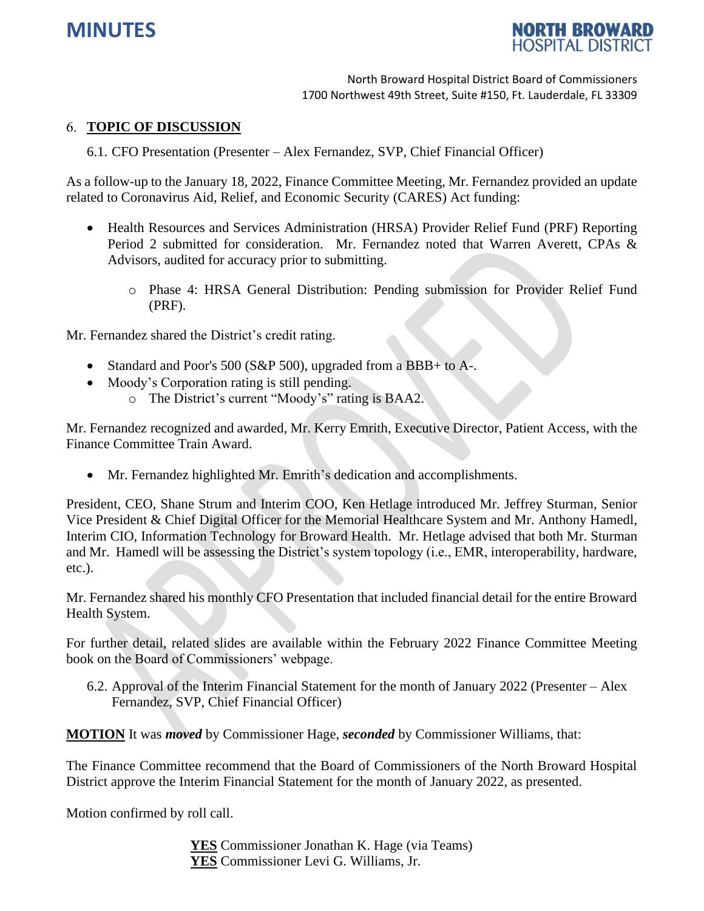## 6. **TOPIC OF DISCUSSION**

6.1. CFO Presentation (Presenter – Alex Fernandez, SVP, Chief Financial Officer)

As a follow-up to the January 18, 2022, Finance Committee Meeting, Mr. Fernandez provided an update related to Coronavirus Aid, Relief, and Economic Security (CARES) Act funding:

- Health Resources and Services Administration (HRSA) Provider Relief Fund (PRF) Reporting Period 2 submitted for consideration. Mr. Fernandez noted that Warren Averett, CPAs & Advisors, audited for accuracy prior to submitting.
  - Phase 4: HRSA General Distribution: Pending submission for Provider Relief Fund (PRF).

Mr. Fernandez shared the District's credit rating.

- Standard and Poor's 500 (S&P 500), upgraded from a BBB+ to A-.
- Moody's Corporation rating is still pending.
  - The District's current "Moody's" rating is BAA2.

Mr. Fernandez recognized and awarded, Mr. Kerry Emrith, Executive Director, Patient Access, with the Finance Committee Train Award.

- Mr. Fernandez highlighted Mr. Emrith's dedication and accomplishments.

President, CEO, Shane Strum and Interim COO, Ken Hetlage introduced Mr. Jeffrey Sturman, Senior Vice President & Chief Digital Officer for the Memorial Healthcare System and Mr. Anthony Hamedl, Interim CIO, Information Technology for Broward Health. Mr. Hetlage advised that both Mr. Sturman and Mr. Hamedl will be assessing the District's system topology (i.e., EMR, interoperability, hardware, etc.).

Mr. Fernandez shared his monthly CFO Presentation that included financial detail for the entire Broward Health System.

For further detail, related slides are available within the February 2022 Finance Committee Meeting book on the Board of Commissioners' webpage.

6.2. Approval of the Interim Financial Statement for the month of January 2022 (Presenter – Alex Fernandez, SVP, Chief Financial Officer)

**MOTION** It was ***moved*** by Commissioner Hage, ***seconded*** by Commissioner Williams, that:

The Finance Committee recommend that the Board of Commissioners of the North Broward Hospital District approve the Interim Financial Statement for the month of January 2022, as presented.

Motion confirmed by roll call.

**YES** Commissioner Jonathan K. Hage (via Teams)
**YES** Commissioner Levi G. Williams, Jr.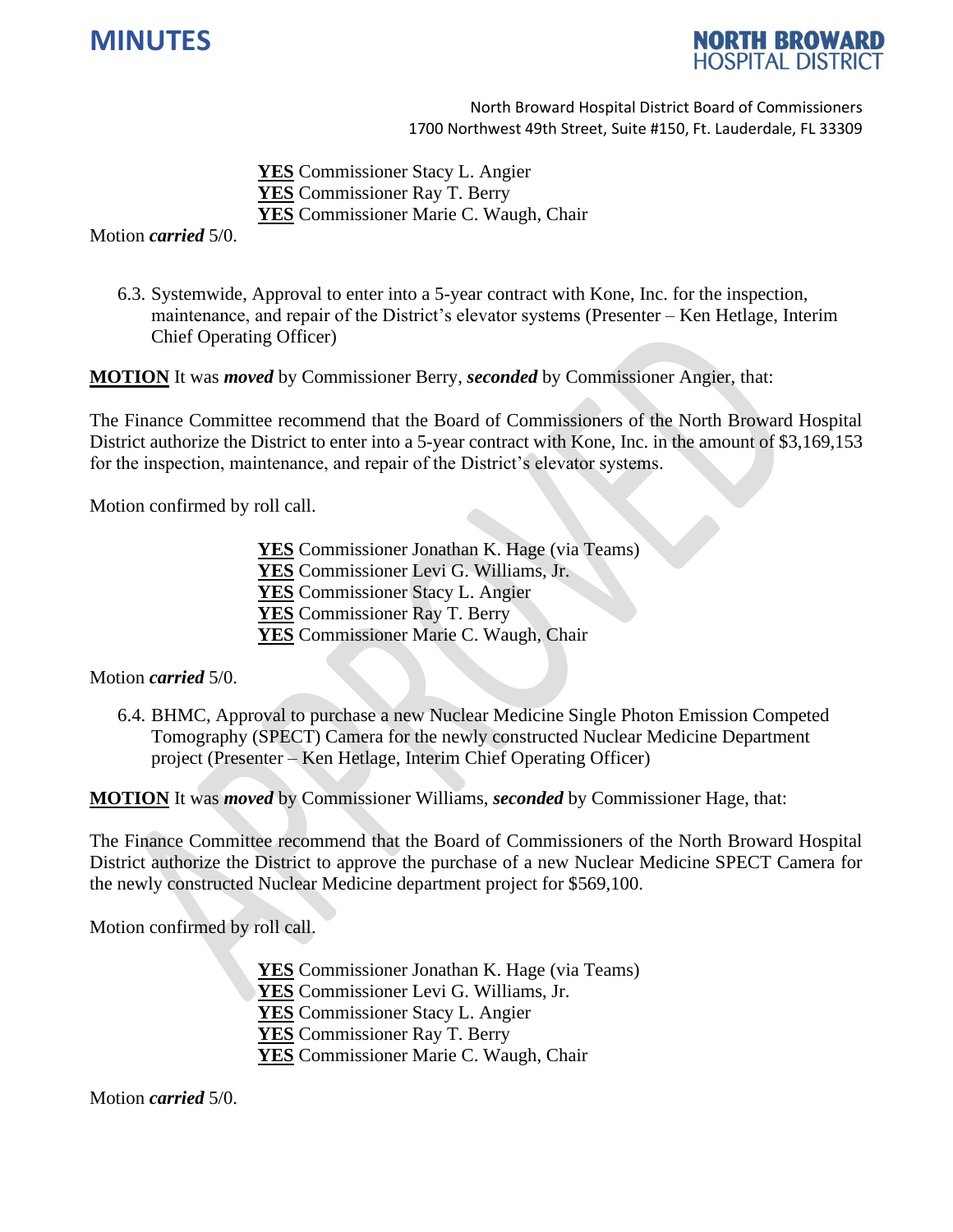**YES** Commissioner Stacy L. Angier
**YES** Commissioner Ray T. Berry
**YES** Commissioner Marie C. Waugh, Chair

Motion ***carried*** 5/0.

6.3. Systemwide, Approval to enter into a 5-year contract with Kone, Inc. for the inspection, maintenance, and repair of the District's elevator systems (Presenter – Ken Hetlage, Interim Chief Operating Officer)

**MOTION** It was ***moved*** by Commissioner Berry, ***seconded*** by Commissioner Angier, that:

The Finance Committee recommend that the Board of Commissioners of the North Broward Hospital District authorize the District to enter into a 5-year contract with Kone, Inc. in the amount of $3,169,153 for the inspection, maintenance, and repair of the District's elevator systems.

Motion confirmed by roll call.

**YES** Commissioner Jonathan K. Hage (via Teams)
**YES** Commissioner Levi G. Williams, Jr.
**YES** Commissioner Stacy L. Angier
**YES** Commissioner Ray T. Berry
**YES** Commissioner Marie C. Waugh, Chair

Motion ***carried*** 5/0.

6.4. BHMC, Approval to purchase a new Nuclear Medicine Single Photon Emission Competed Tomography (SPECT) Camera for the newly constructed Nuclear Medicine Department project (Presenter – Ken Hetlage, Interim Chief Operating Officer)

**MOTION** It was ***moved*** by Commissioner Williams, ***seconded*** by Commissioner Hage, that:

The Finance Committee recommend that the Board of Commissioners of the North Broward Hospital District authorize the District to approve the purchase of a new Nuclear Medicine SPECT Camera for the newly constructed Nuclear Medicine department project for $569,100.

Motion confirmed by roll call.

**YES** Commissioner Jonathan K. Hage (via Teams)
**YES** Commissioner Levi G. Williams, Jr.
**YES** Commissioner Stacy L. Angier
**YES** Commissioner Ray T. Berry
**YES** Commissioner Marie C. Waugh, Chair

Motion ***carried*** 5/0.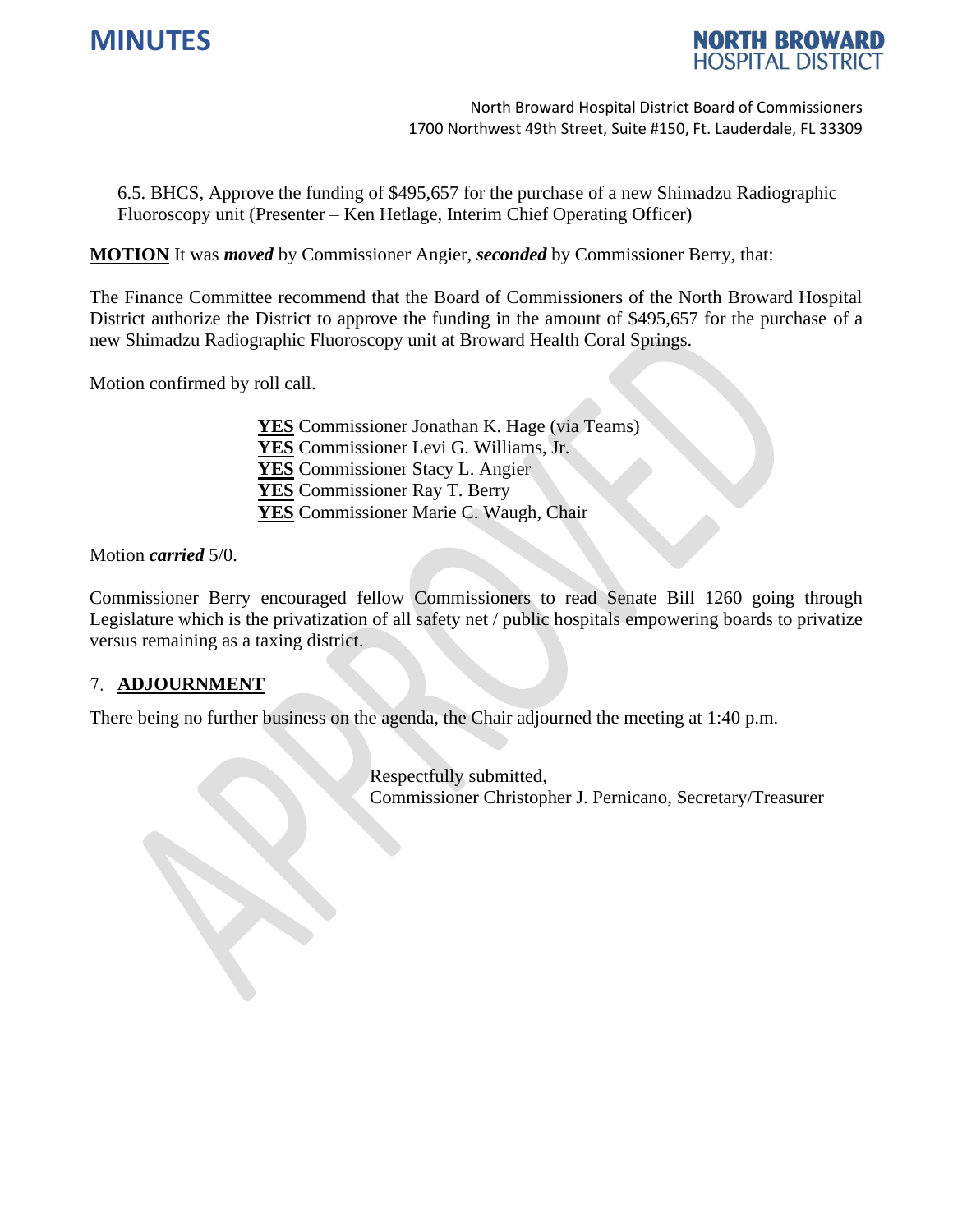6.5. BHCS, Approve the funding of $495,657 for the purchase of a new Shimadzu Radiographic Fluoroscopy unit (Presenter – Ken Hetlage, Interim Chief Operating Officer)

**MOTION** It was ***moved*** by Commissioner Angier, ***seconded*** by Commissioner Berry, that:

The Finance Committee recommend that the Board of Commissioners of the North Broward Hospital District authorize the District to approve the funding in the amount of $495,657 for the purchase of a new Shimadzu Radiographic Fluoroscopy unit at Broward Health Coral Springs.

Motion confirmed by roll call.

**YES** Commissioner Jonathan K. Hage (via Teams)
**YES** Commissioner Levi G. Williams, Jr.
**YES** Commissioner Stacy L. Angier
**YES** Commissioner Ray T. Berry
**YES** Commissioner Marie C. Waugh, Chair

Motion ***carried*** 5/0.

Commissioner Berry encouraged fellow Commissioners to read Senate Bill 1260 going through Legislature which is the privatization of all safety net / public hospitals empowering boards to privatize versus remaining as a taxing district.

## 7. ADJOURNMENT

There being no further business on the agenda, the Chair adjourned the meeting at 1:40 p.m.

Respectfully submitted,
Commissioner Christopher J. Pernicano, Secretary/Treasurer